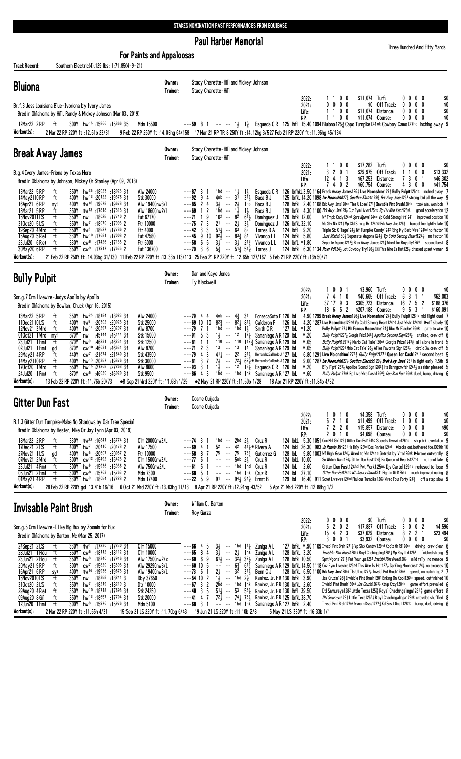STAKES NOMINATION PAST PERFORMANCES FROM EQUIBASE

# Paul Harber Memorial

**For Paints and Appaloosas**

Three Hundred And Fifty Yards

**Track Record:** Southern Electric(4),129 lbs; 1:71.85(4-9-21)

## Bluiona

Owner: Stacy Charette-Hill and Mickey Johnson
Trainer: Stacy Charette-Hill

Br.f.3 Jess Louisiana Blue-Ivoriona by Ivory James
Bred in Oklahoma by Hill, Randy & Mickey Johnson (Mar 03, 2019)

| | | | | | | |
|---|---|---|---|---|---|---|
| 2022: | 1 1 0 0 | $11,074 | Turf: | 0 0 0 0 | | $0 |
| 2021: | 0 0 0 0 | $0 | Off Track: | 0 0 0 0 | | $0 |
| Life: | 1 1 0 0 | $11,074 | Distance: | 0 0 0 0 | | $0 |
| RP: | 1 1 0 0 | $11,074 | Course: | 0 0 0 0 | | $0 |

12Mar22 2RP ft 300Y hw[16] :15866 :15866 35 Mdn 15500 ---59 8 1 -- -- 1½ 1¾ Esqueda C R 125 hfL 15.40 1094 Bluiona125¾ Capo Turnpike124nk Cowboy Camo127hd inching away 9

Workout(s): 2 Mar 22 RP 220Y ft :12.61b 23/31 9 Feb 22 RP 250Y ft :14.03hg 64/158 17 Mar 21 RP TR 8 250Y ft :14.12hg 3/5 27 Feb 21 RP 220Y ft :11.96hg 45/134

## Break Away James

Owner: Stacy Charette-Hill and Mickey Johnson
Trainer: Stacy Charette-Hill

B.g.4 Ivory James-Friona by Texas Hero
Bred in Oklahoma by Johnson, Mickey Or Stanley (Apr 09, 2018)

| | | | | | | |
|---|---|---|---|---|---|---|
| 2022: | 1 1 0 0 | $17,282 | Turf: | 0 0 0 0 | | $0 |
| 2021: | 3 2 0 1 | $29,975 | Off Track: | 1 1 0 0 | | $13,332 |
| Life: | 12 4 1 3 | $67,253 | Distance: | 7 3 0 1 | | $46,302 |
| RP: | 7 4 0 2 | $60,754 | Course: | 4 3 0 0 | | $41,754 |

13Mar22 5RP ft 350Y hw[25] :18023 :18023 3↑ Alw 24000 ---87 3 1 1hd -- 1½ 1½ Esqueda C R 126 bfhkL 3.50 1164 Break Away James126½ Live Moonshine127½ Bully Pulpit126nk inched away 7
14May2110RP ft 400Y hw[13] :20122 :19876 3↑ Stk 30000 ---92 9 4 4nk -- 3[1] 3½ Baca B J 125 bfkL 14.20 1098 Liv Moonshn127½ Southern Electric129½ Brk Awy Jmes1251 strong bid all the way 9
16Apr21 6RP sys 400Y tw[16] :19678 :19678 3↑ Alw 19400nw3/L ---85 2 4 3½ -- 2½ 1ns Baca B J 128 bfkL 2.40 1108 Brk Awy Jms128ns Tles U Lose1271½ Invisable Pint Brush128nk took aim, won bob 7
18Mar21 5RP ft 350Y tw[12] :17818 :17818 3↑ Alw 18600nw2/L ---69 1 2 1hd -- 1½ 1½ Baca B J 129 bfkL 4.30 1100 Brk Awy Jms129½ Cuz Eym Livwir125ns Rp Liv Wire Kent128nk good acceleration 12
15Nov2011LS ft 350Y nw :18025 :17740 2 Fut 67170 ---71 1 9 10[2] -- 8[2] 6[1]½ Dominguez J 126 bfkL 12.00 Wf Trnpk Cndy124hd Sprt Wgons124nk Vp Cold Strong Hrt1241 improved position 10
31Oct20 5LS ft 350Y hw[7] :18070 :17993 2 Ftr 10000 ---75 7 3 2[1] -- 2½ 3½ Dominguez J 126 bfkL 32.10 Wb Stv Nx124½ Vp Cld Strong Hrt124hd Brk Awy Jms126½ bumpd foe lightly late 10
19Sep20 4Wrd ft 350Y tw[2] :18527 :17786 2 Ftr 4000 ---42 3 3 5[1]½ -- 6[3] 8[5] Torres D A 124 bfL 9.20 Triple Sb O Tage124½ Wf Turnpike Candy124² Ring My Barb Wire124hd no factor 10
15Aug20 5Ret ft 330Y hw[10] :17681 :17008 2 Fut 47580 ---45 9 10 9[2]½ -- 8[3]¾ 8[4] Vivanco L L 124 bfkL 5.80 Just Wshn130¾ Seperate Wagons124½ Vp Cold Strong Heart124¾ no factor 10
23Jul20 6Ret ft 330Y cw[6] :17426 :17135 2 Ftr 5000 ---58 6 5 3½ -- 3½ 2[1]¾ Vivanco L L 124 bfL *1.80 Seperte Wgons1261¾ Break Away James124¾ Wired for Royalty1261 second best 8
30May20 6Ret ft 350Y cw[9] :17917 :17635 2 Fut 136700 ---70 3 6 5¾ -- 5[1]¾ 5[1]¾ Torres J 124 bfkL 6.30 1134 Powr Fst124¾ Lot Cowboy Try126½ DHThis Wire Is Hot126¾ chased upset winner 9

Workout(s): 21 Feb 22 RP 250Y ft :14.03bg 31/130 11 Feb 22 RP 220Y ft :13.33h 113/113 25 Feb 21 RP 220Y ft :12.65h 127/167 5 Feb 21 RP 220Y ft :13h 50/71

## Bully Pulpit

Owner: Dan and Kaye Jones
Trainer: Ty Blackwell

Sor.g.7 Crm Livewire-Judys Apollo by Apollo
Bred in Oklahoma by Bowlan, Chuck (Apr 16, 2015)

| | | | | | | |
|---|---|---|---|---|---|---|
| 2022: | 1 0 0 1 | $3,960 | Turf: | 0 0 0 0 | | $0 |
| 2021: | 7 4 1 0 | $40,605 | Off Track: | 6 3 1 1 | | $62,003 |
| Life: | 37 17 9 3 | $305,723 | Distance: | 16 7 5 2 | | $188,376 |
| RP: | 18 6 5 2 | $207,188 | Course: | 9 5 3 1 | | $160,091 |

13Mar22 5RP ft 350Y hw[25] :18184 :18023 3↑ Alw 24000 ---79 4 4 4nk -- 4¾ 3[1] FonsecaSoto F 126 bL 4.90 1299 Break Away James126½ Live Moonshine127½ Bully Pulpit126nk mid flight duel 7
11Dec2110LS ft 400Y tw[5] :20302 :20028 3↑ Stk 25000 ---69 10 10 8[2]¾ -- 8[2]½ 8[1]½ Calderon F 126 bL 4.20 1287 Live Moonshine129hd Vp Cold Strong Heart124hd Just Wishn124hd ▶off slowly 10
12Nov21 3Wrd ft 400Y hw[14] :20297 :20297 3↑ Alw 8700 ---79 7 1 1hd -- 1hd 1½ Smith C R 127 bL *1.20 Bully Pulpit127½ Mh Famous Moonshine124¾ Nbc Mr Blackie126nk gate to wire 10
01Oct21 1Wrd mys 870Y nw :45144 :45144 3↑ Stk 15000 ---91 5 3 1½ -- 1[2] 1[7]¼ Samaniego A R 129 bL *.20 Bully Pulpit297¼ Giorgis Priz1262¾ Apollos Second Sign1269¾ stalked, drew off 6
23Jul21 1Fmt ft 870Y hw[9] :46231 :46231 3↑ Stk 12500 ---81 1 1 1[10] -- 1[10] 1[12]¾ Samaniego A R 129 bL *.05 Bully Pulpit12912¾ Mario Cat Tale126nk Giorgis Prize1243¾ all alone in front 5
02Jul21 1Fmt gd 870Y cw[10] :46631 :46631 3↑ Alw 8700 ---71 2 3 1[3] -- 1[3] 1[4] Samaniego A R 129 bL *.05 Bully Pulpit294 Mrio Cat Tale126¾ Allies Favorite Sign1261¾ circld 3w,drew off 5
29May21 4RP ft 440Y cw[7] :21874 :21640 3↑ Stk 43500 ---79 4 3 4[1]¼ -- 2[2] 2[1]½ HernandezGallardo J 127 bL 6.80 1291 Live Moonshine1271½ Bully Pulpit1271 Queen for Cash1241 second best 5
14May2110RP ft 400Y hw[13] :20357 :19876 3↑ Stk 30000 ---81 3 7 7½ -- 7[2]½ 6[2]¾* HernandezGallardo J 128 bL 9.00 1287 Liv Moonshn127½ Southern Electric129½ Brk Awy Jmes1251 in tight early,PL5th 9
17Oct20 1Wrd ft 550Y hw[16] :27268 :27268 3↑ Alw 8600 ---93 3 1 1½ -- 1[2] 1[3]¼ Esqueda C R 126 bL *.20 Blly Plpt1263¼ Apollos Scond Sgn126²¾ Hs Dshngcrwfsh1241½ as rider pleased 5
24Jul20 1Fmt ft 870Y cw[5] :46020 :46020 3↑ Stk 9500 ---86 4 3 1hd -- 1hd 1nk Samaniego A R 127 bL *.60 Bully Pulpit127nk Rp Live Wire Dash1268¾ Due Run Run126nk duel, bump, driving 6

Workout(s): 13 Feb 22 RP 220Y ft :11.76b 20/73 ●8 Sep 21 Wrd 220Y ft :11.68h 1/29 ●2 May 21 RP 220Y ft :11.50b 1/28 18 Apr 21 RP 220Y ft :11.84b 4/32

## Gitter Dun Fast

Owner: Cosme Quijada
Trainer: Cosme Quijada

B.f.3 Gitter Dun Turnpike-Make No Shadows by Oak Tree Special
Bred in Oklahoma by Hester, Mike Or Jay Lynn (Apr 03, 2019)

| | | | | | | |
|---|---|---|---|---|---|---|
| 2022: | 1 0 1 0 | $4,358 | Turf: | 0 0 0 0 | | $0 |
| 2021: | 6 2 1 0 | $11,499 | Off Track: | 1 0 0 0 | | $0 |
| Life: | 7 2 2 0 | $15,857 | Distance: | 0 0 0 0 | | $90 |
| RP: | 2 0 1 0 | $4,698 | Course: | 0 0 0 0 | | $0 |

18Mar22 2RP ft 330Y tw[22] :16841 :16774 3↑ Clm 20000nw3/L ---74 3 1 1hd -- 2hd 2½ Cruz R 124 bkL 5.30 1051 Crm Mrl Grl126½ Gitter Dun Fst124hd Secrets Livewire126ns shrp brk, overtaken 9
17Dec21 2LS ft 400Y hw[7] :20410 :20178 2 Alw 17500 ---69 4 1 5[2] -- 4[2] 4[1]¾* Rivera A 124 bkL 26.30 983 Js Runnin Wr1281 Hs Hrly128hd Dos Pnnies124nk ▶broke out,bothered foe,DQ9th 10
27Nov21 1LS gd 400Y hw[5] :20607 :20057 2 Ftr 10000 ---58 8 7 7[5] -- 7[5] 7[3]¼ Gutierrez G 128 bL 9.80 1003 Wf High Gear124½ Wired to Win124nk Getrekt by Vito126nk ▶broke outwardly 8
07Nov21 2Wrd ft 300Y cw[12] :15492 :15428 2 Clm 15000nw3/L ---77 6 1 -- -- 5nk 2½ Cruz R 124 bkL 10.00 So Whtch Want124½ Gitter Dun Fast124¾ Ba Queen of Hearts127hd not enuf late 6
23Jul21 4Fmt ft 300Y hw[9] :15936 :15936 2 Alw 7500nw2/L ---61 5 1 -- -- 1hd 1hd Cruz R 124 bL 2.60 Gitter Dun Fast124hd Pvt York125ns Djs Cartel129nk refused to lose 9
05Jun21 2Fmt ft 300Y cw[8] :15763 :15763 2 Mdn 7300 ---68 5 1 -- -- 1hd 1nk Cruz R 124 bL 27.10 Gitter Dun Fst124nk Wf Jnuary Dawn1241 Fightin Girl125ns much improved outing 8
01May21 4RP ft 330Y hw[18] :18054 :17228 2 Mdn 17400 ---22 5 9 9[1] -- 9[4]¾ 9[4]¾ Ernst B 129 bL 16.40 911 Scret Livewire124hd Fbulous Turnpike126½ Wired Four Forty124¾ off a step slow 9

Workout(s): 28 Feb 22 RP 220Y gd :13.41b 16/16 6 Oct 21 Wrd 220Y ft :13.03hg 11/13 8 Apr 21 RP 220Y ft :12.91hg 43/52 5 Apr 21 Wrd 220Y ft :12.88hg 1/2

## Invisable Paint Brush

Owner: William C. Barton
Trainer: Roy Garza

Sor.g.5 Crm Livewire-I Like Big Bux by Zoomin for Bux
Bred in Oklahoma by Barton, Wc (Mar 25, 2017)

| | | | | | | |
|---|---|---|---|---|---|---|
| 2022: | 0 0 0 0 | $0 | Turf: | 0 0 0 0 | | $0 |
| 2021: | 5 2 0 2 | $17,887 | Off Track: | 3 0 0 2 | | $4,596 |
| Life: | 15 4 2 3 | $37,629 | Distance: | 8 2 2 1 | | $23,494 |
| RP: | 3 0 0 1 | $3,932 | Course: | 0 0 0 0 | | $0 |

24Sep21 2LS ft 330Y tw[8] :17230 :17230 3↑ Clm 15000 ---66 4 5 3½ -- 1hd 1[1]¼ Zuniga A L 127 bfkL *.90 1109 Invsbl Pnt Brsh1271¼ Vp Slck Contry129hd Koolz th R1126ns driving, drew clear 6
26Jul21 1Hou ft 350Y cw[5] :18112 :18112 3↑ Clm 10000 ---65 8 4 3½ -- 2½ 1ns Zuniga A L 128 bfkL 3.20 Invisible Pint Brush128ns Royl Chchingling1281½ Vp Royl Lrk1251 finished strong 9
23Jun21 2Hou ft 350Y hw[8] :18340 :17916 3↑ Alw 17500nw2/x ---60 6 9 6[1]½ -- 3[2]½ 3[2]½ Zuniga A L 128 bfkL 10.50 Sprt Wgons1251½ Pnt Your Lps1261 Invisbl Pint Brush128¾ mild rally, no menace 9
20May21 9RP ft 300Y cw[7] :15820 :15598 3↑ Alw 29290nw3/L ---60 10 5 -- -- 6¾ 6[1]¼ Samaniego A R 129 bfkL 14.50 1118 Cuz Eym Livewire125hd This Wire Is Hot127½ Sprkling Moondust124½ no excuses 10
16Apr21 6RP sys 400Y tw[16] :19936 :19678 3↑ Alw 19400nw3/L ---73 6 1 2½ -- 3[2] 3[1]¾ Benn C J 128 bfkL 6.50 1100 Brk Awy Jms128ns Tls U Los1271½ Invsbl Pnt Brsh128nk speed, no match top 7
15Nov2010LS ft 350Y nw :18358 :18241 3 Dby 37650 ---54 10 2 1½ -- 1hd 2¾ Ramirez, Jr. F R 130 bfkL 3.90 Jss Cruzin126¾ Invisble Pint Brush1301 Bnking On Kool126hd speed, outfinished 10
31Oct20 2LS ft 350Y hw[7] :18219 :18219 3 Dtr 10000 ---67 3 2 2hd -- 1hd 1nk Ramirez, Jr. F R 130 bfkL 2.60 Invisbl Pint Brush130nk Jss Cruzin1263¼ Ktnip Krzy128nk game effort,prevailed 6
29Aug20 4Ret ft 350Y hw[10] :18718 :17695 3↑ Stk 24250 ---40 3 5 5[1]¼ -- 5[3] 5[6]¼ Ramirez, Jr. F R 130 bfkL 39.50 Dtl Samureye128² Little Texas125¾ Royal Chachingalinga1281¾ game effort 8
09Aug20 8Gil ft 350Y hw[13] :18657 :17704 3↑ Stk 20000 ---41 4 7 7[2]½ -- 7[4]¼ 7[5]½ Ramirez, Jr. F R 125 bfkL 38.70 Dtl Smureye128¾ Little Texs125²½ Royl Chachingalinga128nk crowded shuffled 8
12Jun20 1Fmt ft 300Y hw[5] :15976 :15976 3↑ Mdn 5100 ---68 3 1 -- -- 1hd 1nk Samaniego A R 127 bfkL 2.40 Invsbl Pnt Brsh127nk Wvncm Ksss1271¼ Kd Sns t Gns t128nk bump, duel, driving 6

Workout(s): 2 Mar 22 RP 220Y ft :11.65h 4/31 15 Sep 21 LS 220Y ft :11.70bg 6/43 19 Jun 21 LS 220Y ft :11.10b 2/8 5 May 21 LS 330Y ft :16.33h 1/1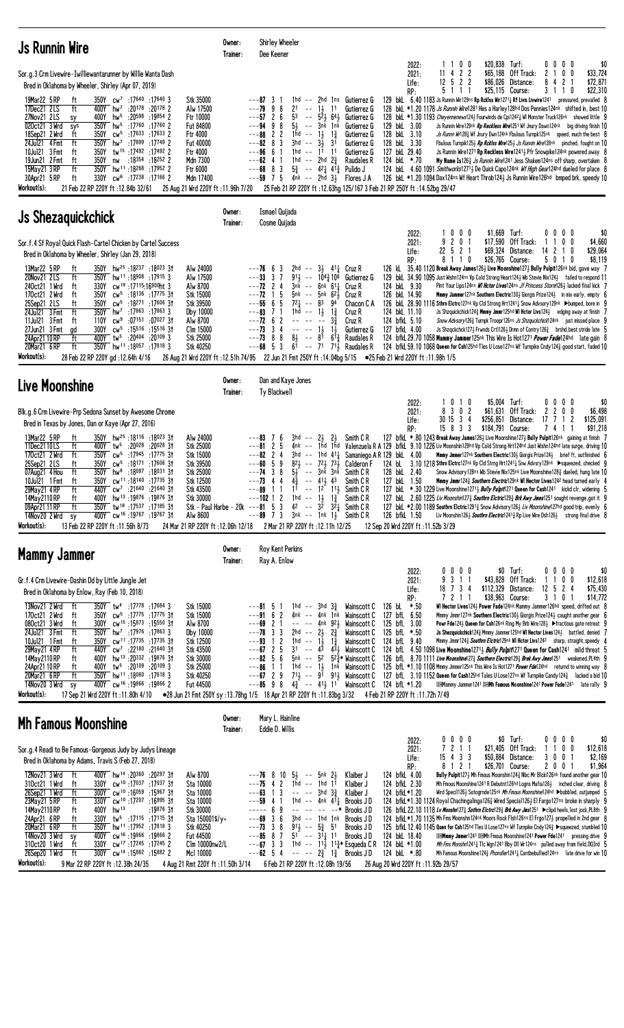## Js Runnin Wire

Owner: Shirley Wheeler
Trainer: Dee Keener

Sor.g.3 Crm Livewire-Iwilliewantarunner by Willie Wanta Dash
Bred in Oklahoma by Wheeler, Shirley (Apr 07, 2019)

| | | | | | |
|---|---|---|---|---|---|
| 2022: | 1 1 0 0 | $20,838 | Turf: | 0 0 0 0 | $0 |
| 2021: | 11 4 2 2 | $65,188 | Off Track: | 2 1 0 0 | $33,724 |
| Life: | 12 5 2 2 | $86,026 | Distance: | 8 4 2 1 | $72,871 |
| RP: | 5 1 1 1 | $25,115 | Course: | 3 1 1 0 | $22,310 |

| Date | Trk | Cond | Dist | Fractions | Race | Speed | PP | St | Fin | Jockey | Odds | Comment |
|---|---|---|---|---|---|---|---|---|---|---|---|---|
| 19Mar22 5RP | ft | 350Y cw[7] :17640 :17640 3 | | | Stk 35000 | ---87 | 3 1 | 1hd -- 2hd 1ns | Gutierrez G | 129 bkL 6.40 | 1183 Js Runnin Wir129ns Rp Rcklss Wr1271½ Rf Lvis Livwire1241 | pressured, prevailed 8 |
| 17Dec21 2LS | ft | 400Y hw[7] :20178 :20178 2 | | | Alw 17500 | ---79 | 9 8 | 2¹ -- 1½ 1¹ | Gutierrez G | 128 bkL *1.20 | 1178 Js Runnin Wire1281 Hes a Harley128hd Dos Pennies124nk | shifted in, best 10 |
| 27Nov21 2LS | sy | 400Y hw[5] :20598 :19854 2 | | | Ftr 10000 | ---57 | 2 6 | 5³ -- 5²½ 6⁴½ | Gutierrez G | 128 bkL *1.30 | 1193 Cheyennenews124½ Fourwinds de Cpi1242½ Ml Monster Truck126nk | showed little 9 |
| 02Oct21 3Wrd | sys | 350Y hw[5] :17760 :17760 2 | | | Fut 84800 | ---94 | 9 8 | 5½ -- 3nk 1nk | Gutierrez G | 129 bkL 3.00 | Js Runnin Wire129nk Rp Reckless Wire1251 Wf Jnury Dawn124nk | big driving finish 10 |
| 18Sep21 2Wrd | ft | 350Y cw[5] :17633 :17633 2 | | | Ftr 4000 | ---88 | 2 2 | 1hd -- 1½ 1⅞ | Gutierrez G | 128 bkL 3.10 | Js Runnin Wr128⅞ Wf Jnury Dwn124nk Fbulous Tumpk125nk | speed, much the best 8 |
| 24Jul21 4Fmt | ft | 350Y hw[7] :17899 :17749 2 | | | Fut 40000 | ---82 | 8 3 | 3hd -- 3½ 3¹ | Gutierrez G | 128 bkL 3.30 | Fbulous Turnpik125½ Rp Rcklss Wire125½ Js Runnin Wire128nk | pinched, fought on 10 |
| 10Jul21 3Fmt | ft | 350Y hw[15] :17492 :17492 2 | | | Ftr 4000 | ---96 | 6 1 | 1hd -- 1¹ 1¹ | Gutierrez G | 127 bkL 29.40 | Js Runnin Wire1271 Rp Reckless Wire1241½ Pfr Snowpike124nk | powered away 8 |
| 19Jun21 2Fmt | ft | 350Y nw :18354 :18252 2 | | | Mdn 7300 | ---62 | 4 1 | 1hd -- 2hd 2½ | Raudales R | 124 bkL *.70 | My Name Is126½ Js Runnin Wire1241 Jess Shaken124ns | off sharp, overtaken 8 |
| 15May21 3RP | ft | 350Y hw[11] :18268 :17952 2 | | | Ftr 6000 | ---68 | 8 3 | 5¾ -- 4²½ 4¹¾ | Pulido J | 124 bkL 4.60 | 1091 Swiftwords1271½ De Quick Capo124nk Wf High Gear124hd | dueled for place 8 |
| 30Apr21 5RP | ft | 330Y cw[6] :17238 :17166 2 | | | Mdn 17400 | ---59 | 7 5 | 4nk -- 2hd 3½ | Flores J A | 126 bkL *1.20 | 1094 Dax124ns Wf Heart Throb124½ Js Runnin Wire126hd | bmped brk, speedy 10 |

Workout(s): 21 Feb 22 RP 220Y ft :12.84b 32/61 | 25 Aug 21 Wrd 220Y ft :11.96h 7/20 | 25 Feb 21 RP 220Y ft :12.63hg 125/167 3 Feb 21 RP 250Y ft :14.52bg 29/47

## Js Shezaquickchick

Owner: Ismael Quijada
Trainer: Cosme Quijada

Sor.f.4 Sf Royal Quick Flash-Cartel Chicken by Cartel Success
Bred in Oklahoma by Wheeler, Shirley (Jan 29, 2018)

| | | | | | |
|---|---|---|---|---|---|
| 2022: | 1 0 0 0 | $1,669 | Turf: | 0 0 0 0 | $0 |
| 2021: | 9 2 0 1 | $17,590 | Off Track: | 1 1 0 0 | $4,660 |
| Life: | 22 5 2 1 | $69,324 | Distance: | 14 2 1 0 | $29,064 |
| RP: | 8 1 1 0 | $26,765 | Course: | 5 0 1 0 | $8,119 |

| Date | Trk | Cond | Dist | Fractions | Race | Speed | PP | St | Fin | Jockey | Odds | Comment |
|---|---|---|---|---|---|---|---|---|---|---|---|---|
| 13Mar22 5RP | ft | 350Y hw[25] :18237 :18023 3↑ | | | Alw 24000 | ---76 | 6 3 | 2hd -- 3½ 4¹¼ | Cruz R | 126 kL 35.40 | 1120 Break Away James126½ Live Moonshine127½ Bully Pulpit126nk | bid, gave way 7 |
| 20Nov21 2LS | ft | 350Y hw[11] :18908 :17915 3 | | | Alw 17500 | ---33 | 3 7 | 9¹½ -- 10⁴¾ 10⁶ | Gutierrez G | 129 bkL 34.90 | 1095 Just Wishn124ns Vp Cold Strong Heart124½ Wb Stevie Nix124½ | failed to respond 11 |
| 24Oct21 1Wrd | ft | 330Y cw[19] :17115 :16900ht 3 | | | Alw 8700 | ---72 | 2 4 | 3nk -- 6nk 6¹½ | Cruz R | 124 bkL 9.30 | Pint Your Lips126ns Wf Hctor Lives124ns Jf Princess Storm126½ | lacked final kick 7 |
| 17Oct21 2Wrd | ft | 350Y cw[5] :18136 :17775 3↑ | | | Stk 15000 | ---72 | 1 5 | 5nk -- 5nk 6²½ | Cruz R | 126 bkL 14.90 | Mmmy Jammer127nk Southern Electric130½ Giorgis Prize124½ | in mix early, empty 6 |
| 25Sep21 2LS | ft | 350Y cw[5] :18271 :17606 3↑ | | | Stk 39500 | ---55 | 6 5 | 7²½ -- 8³ 9⁴ | Chacon C A | 126 bkL 28.90 | 1116 Sthrn Elctrc127nk Vp Cld Strong Hrt1241½ Snow Advsory129nk | ▶bumped, bore in 9 |
| 24Jul21 3Fmt | ft | 350Y hw[7] :17863 :17863 3 | | | Dby 10000 | ---83 | 7 1 | 1hd -- 1½ 1¾ | Cruz R | 124 bkL 11.10 | Js Shzquickchick124¾ Mmmy Jmmr125hd Wl Hctor Livs124½ | edging away at finish 7 |
| 11Jul21 3Fmt | ft | 110Y cw[9] :07151 :07027 3↑ | | | Alw 8700 | ---72 | 6 2 | -- -- -- 3¾ | Cruz R | 124 bkfL 5.10 | Snow Advisory126½ Turnpk Troopr126ns Js Shzquickchick124nk | just missed place 9 |
| 27Jun21 3Fmt | gd | 300Y cw[5] :15516 :15516 3↑ | | | Clm 15000 | ---73 | 3 4 | -- -- 1½ 1½ | Gutierrez G | 127 bkfL 4.00 | Js Shzqckchck127½ Frwnds Crt1126½ Drmn of Contry126¾ | brshd,best stride late 5 |
| 24Apr21 10RP | ft | 400Y tw[5] :20404 :20109 3 | | | Stk 25000 | ---73 | 8 8 | 8½ -- 8¹ 6¹¾ | Raudales R | 124 bkfL 29.70 | 1058 Mammy Jammer125nk This Wire Is Hot1271 Power Fade124hd | late gain 8 |
| 20Mar21 6RP | ft | 350Y hw[11] :18057 :17818 3 | | | Stk 40250 | ---68 | 5 3 | 6¹ -- 7¹ 7¹½ | Raudales R | 124 bkfL 59.10 | 1068 Queen for Csh125hd Tles U Lose127ns Wf Turnpike Cndy124¾ | good start, faded 10 |

Workout(s): 28 Feb 22 RP 220Y gd :12.64h 4/16 | 26 Aug 21 Wrd 220Y ft :12.51h 74/95 | 22 Jun 21 Fmt 250Y ft :14.04bg 5/15 | ●25 Feb 21 Wrd 220Y ft :11.98h 1/5

## Live Moonshine

Owner: Dan and Kaye Jones
Trainer: Ty Blackwell

Blk.g.6 Crm Livewire-Prp Sedona Sunset by Awesome Chrome
Bred in Texas by Jones, Dan or Kaye (Apr 27, 2016)

| | | | | | |
|---|---|---|---|---|---|
| 2022: | 1 0 1 0 | $5,004 | Turf: | 0 0 0 0 | $0 |
| 2021: | 8 3 0 2 | $61,631 | Off Track: | 2 2 0 0 | $6,498 |
| Life: | 30 15 3 4 | $256,851 | Distance: | 17 7 1 2 | $125,091 |
| RP: | 15 8 3 3 | $184,791 | Course: | 7 4 1 1 | $91,218 |

| Date | Trk | Cond | Dist | Fractions | Race | Speed | PP | St | Fin | Jockey | Odds | Comment |
|---|---|---|---|---|---|---|---|---|---|---|---|---|
| 13Mar22 5RP | ft | 350Y hw[25] :18116 :18023 3↑ | | | Alw 24000 | ---83 | 7 6 | 3hd -- 2½ 2½ | Smith C R | 127 bfkL *.80 | 1243 Break Away James126½ Live Moonshine127½ Bully Pulpit126nk | gaining at finish 7 |
| 11Dec21 10LS | ft | 400Y tw[5] :20028 :20028 3↑ | | | Stk 25000 | ---81 | 2 5 | 4nk -- 1hd 1hd | Valenzuela R A | 129 bfkL 9.10 | 1226 Liv Moonshin129hd Vp Cold Strong Hrt124hd Just Wshn124hd | late surge, driving 10 |
| 17Oct21 2Wrd | ft | 350Y cw[5] :17945 :17775 3↑ | | | Stk 15000 | ---82 | 2 4 | 3hd -- 1hd 4¹¼ | Samaniego A R | 129 bfkL 4.00 | Mmmy Jmmer127nk Southern Electric130½ Giorgis Prize124½ | brief ft, outfinished 6 |
| 25Sep21 2LS | ft | 350Y cw[5] :18171 :17606 3↑ | | | Stk 39500 | ---60 | 5 9 | 8²½ -- 7²½ 7³½ | Calderon F | 124 bL | 3.10 1218 Sthrn Elctrc127nk Vp Cld Strng Hrt1241½ Snw Advsry129nk | ▶squeezed, checked 9 |
| 07Aug21 4Hou | ft | 350Y hw[8] :18097 :18031 3↑ | | | Stk 25000 | ---74 | 3 8 | 5½ -- 3nk 3nk | Smith C R | 128 bkL 2.40 | Snow Advisory128ns Wb Stevie Nix125nk Live Moonshine128¾ | dueled, hung late 10 |
| 10Jul21 1Fmt | ft | 350Y cw[11] :18140 :17735 3↑ | | | Stk 12500 | ---73 | 4 4 | 4¾ -- 4¹½ 4³ | Smith C R | 127 bkL 1.50 | Mmy Jmmr124½ Southern Electric129nk Wl Hector Lives1242 | head turned early 4 |
| 29May21 4RP | ft | 440Y cw[7] :21640 :21640 3↑ | | | Stk 43500 | ---89 | 1 1 | 1¹ -- 1² 1¹½ | Smith C R | 127 bkL *.30 | 1229 Live Moonshine1271½ Bully Pulpit1271 Queen for Cash1241 | kickd clr, widening 5 |
| 14May21 10RP | ft | 400Y hw[13] :19876 :19876 3↑ | | | Stk 30000 | ---102 | 1 2 | 1hd -- 1½ 1¾ | Smith C R | 127 bkL 2.60 | 1225 Liv Moonshin127¾ Southrn Elctric129¾ Brk Awy Jms1251 | sought revenge,got it 9 |
| 09Apr21 11RP | ft | 350Y tw[18] :17537 :17185 3↑ | | | Stk - Paul Harbe - 20k | ---81 | 5 3 | 4² -- 3² 3²¼ | Smith C R | 127 bkL *2.00 | 1189 Southrn Elctric1291½ Snow Advisory126½ Liv Moonshine127hd | good trip, evenly 6 |
| 14Nov20 2Wrd | sy | 400Y cw[16] :19767 :19767 3↑ | | | Alw 8600 | ---89 | 7 3 | 3nk -- 1nk 1½ | Smith C R | 126 bfkL 1.50 | Liv Moonshin126½ Southrn Electric1241½ Rp Live Wire Dsh126½ | strong final drive 8 |

Workout(s): 13 Feb 22 RP 220Y ft :11.56h 8/73 | 24 Mar 21 RP 220Y ft :12.06h 12/18 | 2 Mar 21 RP 220Y ft :12.11h 12/25 | 12 Sep 20 Wrd 220Y ft :11.52b 3/29

## Mammy Jammer

Owner: Roy Kent Perkins
Trainer: Ray A. Enlow

Gr.f.4 Crm Livewire-Dashin Dd by Little Jungle Jet
Bred in Oklahoma by Enlow, Ray (Feb 10, 2018)

| | | | | | |
|---|---|---|---|---|---|
| 2022: | 0 0 0 0 | $0 | Turf: | 0 0 0 0 | $0 |
| 2021: | 9 3 1 1 | $43,828 | Off Track: | 1 1 0 0 | $12,618 |
| Life: | 18 7 3 4 | $112,329 | Distance: | 12 5 2 4 | $75,430 |
| RP: | 7 2 1 1 | $38,963 | Course: | 3 1 0 1 | $14,772 |

| Date | Trk | Cond | Dist | Fractions | Race | Speed | PP | St | Fin | Jockey | Odds | Comment |
|---|---|---|---|---|---|---|---|---|---|---|---|---|
| 13Nov21 2Wrd | ft | 350Y tw[4] :17778 :17684 3 | | | Stk 15000 | ---81 | 5 1 | 1hd -- 3hd 3¾ | Wainscott C | 126 bL *.50 | Wl Hector Lives124½ Power Fade124nk Mammy Jammer126hd | speed, drifted out 8 |
| 17Oct21 2Wrd | ft | 350Y cw[5] :17775 :17775 3↑ | | | Stk 15000 | ---91 | 6 2 | 4nk -- 4nk 1nk | Wainscott C | 127 bfL 6.50 | Mmmy Jmmr127nk Southern Electric130½ Giorgis Prize124½ | caught another gear 6 |
| 08Oct21 3Wrd | ft | 300Y cw[15] :15873 :15550 3↑ | | | Alw 8700 | ---69 | 2 1 | -- -- 4nk 9²½ | Wainscott C | 127 bfL 3.00 | Powr Fde124½ Queen for Csh126nk Ring My Brb Wire128½ | ▶fractious gate retreat 9 |
| 24Jul21 3Fmt | ft | 350Y hw[7] :17976 :17863 3 | | | Dby 10000 | ---78 | 3 3 | 2hd -- 2½ 2¾ | Wainscott C | 125 bfL *.50 | Js Shzquickchick124¾ Mmmy Jammer125hd Wl Hector Lives124½ | battled, denied 7 |
| 10Jul21 1Fmt | ft | 350Y cw[11] :17735 :17735 3↑ | | | Stk 12500 | ---93 | 1 2 | 1hd -- 1½ 1½ | Wainscott C | 124 bfL 9.40 | Mmmy Jmmr124½ Southrn Elctric129nk Wl Hector Livs1242 | sharp, straight,speedy 4 |
| 29May21 4RP | ft | 440Y cw[7] :22180 :21640 3↑ | | | Stk 43500 | ---67 | 2 5 | 3¹ -- 4³ 4³½ | Wainscott C | 124 bfL 4.50 | 1098 Live Moonshine1271½ Bully Pulpit1271 Queen for Cash1241 | mild threat 5 |
| 14May21 10RP | ft | 400Y hw[13] :20332 :19876 3↑ | | | Stk 30000 | ---82 | 5 6 | 5nk -- 5² 5²¾* | Wainscott C | 126 bfL 8.70 | 1111 Live Moonshine127¾ Southern Electric129¾ Brk Awy Jms1251 | weakened,PL4th 9 |
| 24Apr21 10RP | ft | 400Y tw[5] :20109 :20109 3 | | | Stk 25000 | ---86 | 1 1 | 1hd -- 1½ 1nk | Wainscott C | 125 bfL *1.10 | 1108 Mmmy Jmmer125nk This Wire Is Hot1271 Power Fde124hd | returnd to winning way 8 |
| 20Mar21 6RP | ft | 350Y hw[11] :18060 :17818 3 | | | Stk 40250 | ---67 | 2 9 | 7¹½ -- 9¹ 9¹½ | Wainscott C | 127 bfL 3.10 | 1152 Queen for Cash125hd Tales U Lose127ns Wf Turnpike Candy124¾ | lacked a bid 10 |
| 14Nov20 3Wrd | sy | 400Y cw[16] :19866 :19866 2 | | | Fut 44500 | ---85 | 9 8 | 4¾ -- 4¹½ 1¹ | Wainscott C | 124 bfL *1.20 | DHMammy Jammer1241 DHMh Famous Moonshine1241 Power Fade1241 | late rally 9 |

Workout(s): 17 Sep 21 Wrd 220Y ft :11.80h 4/10 | ●28 Jun 21 Fmt 250Y sy :13.78hg 1/5 | 18 Apr 21 RP 220Y ft :11.83bg 3/32 | 4 Feb 21 RP 220Y ft :11.72h 7/49

## Mh Famous Moonshine

Owner: Mary L. Hainline
Trainer: Eddie D. Willis

Sor.g.4 Readi to Be Famous-Gorgeous Judy by Judys Lineage
Bred in Oklahoma by Adams, Travis S (Feb 27, 2018)

| | | | | | |
|---|---|---|---|---|---|
| 2022: | 0 0 0 0 | $0 | Turf: | 0 0 0 0 | $0 |
| 2021: | 7 2 1 1 | $21,405 | Off Track: | 1 1 0 0 | $12,618 |
| Life: | 15 4 3 3 | $50,884 | Distance: | 3 0 0 1 | $2,169 |
| RP: | 8 1 2 1 | $26,701 | Course: | 2 0 0 1 | $1,964 |

| Date | Trk | Cond | Dist | Fractions | Race | Speed | PP | St | Fin | Jockey | Odds | Comment |
|---|---|---|---|---|---|---|---|---|---|---|---|---|
| 12Nov21 3Wrd | ft | 400Y hw[14] :20360 :20297 3↑ | | | Alw 8700 | ---76 | 8 10 | 5½ -- 5nk 2½ | Klaiber J | 124 bfkL 4.00 | Bully Pulpit127½ Mh Fmous Moonshine124½ Nbc Mr Blcki126nk | found another gear 10 |
| 31Oct21 1Wrd | ft | 330Y cw[10] :17037 :17037 3↑ | | | Sta 10000 | ---75 | 4 2 | 1hd -- 1hd 1¹ | Klaiber J | 124 bfkL 2.30 | Mh Fmous Moonshine1241 R Debutnt126hd Logns Mafia126½ | inched clear, driving 8 |
| 26Sep21 1Wrd | ft | 300Y cw[16] :16059 :15967 3↑ | | | Sta 10000 | ---63 | 1 3 | -- -- 3hd 3¾ | Klaiber J | 124 bfkL*1.20 | Wird Speci1126½ Sotogrnde125nk Mh Fmous Moonshine124hd | ▶bobbled, outjumped 5 |
| 23May21 5RP | ft | 330Y cw[10] :17207 :16995 3↑ | | | Sta 10000 | ---59 | 4 1 | 1hd -- 4nk 4¹¾ | Brooks J D | 124 bfkL*1.30 | 1124 Royal Chachingalinga126½ Wired Special126½ El Fargo127ns | broke in sharply 9 |
| 14May21 10RP | ft | 400Y hw[13] | | | Stk 30000 | ------ | 6 9 | -- -- -- --* | Brooks J D | 126 bfkL 22.10 | 1118 Lv Monshn127¾ Sothrn Elctrc129¾ Brk Awy Jms1251 | ▶clipd heels,lost jock,PL8th 9 |
| 24Apr21 6RP | ft | 330Y tw[5] :17115 :17115 3↑ | | | Sta 15000[1]$/y+ | ---69 | 3 6 | 3hd -- 1hd 1hd | Brooks J D | 124 bfkL*1.70 | 1135 Mh Fmus Moonshn124nk Moors Rock Flsh126ns El Frgo127½ | propelled in 2nd gear 8 |
| 20Mar21 6RP | ft | 350Y hw[11] :17818 :17818 3 | | | Stk 40250 | ---73 | 3 8 | 9¹½ -- 5¾ 5¹ | Brooks J D | 125 bfkL 12.40 | 1145 Queen for Csh125hd Tles U Lose127ns Wf Turnpike Cndy124¾ | ▶squeezed, stumbled 10 |
| 14Nov20 3Wrd | sy | 400Y cw[16] :19866 :19866 2 | | | Fut 44500 | ---85 | 8 7 | 5¹ -- 3¹½ 1¹ | Brooks J D | 124 bfkL 18.40 | DHMammy Jmmer1241 DHMh Famous Moonshine1241 Power Fde1241 | pressing drive 9 |
| 31Oct20 4Wrd | ft | 330Y cw[17] :17245 :17245 2 | | | Clm 10000nw2/L | ---67 | 3 3 | 1hd -- 1¹½ 1¹¾* | Esqueda C R | 124 bfkL *1.00 | Mh Fms Monshn1241½ Tlc Wgn1241 Bby Dll Wr124ns | pulled away from field,DQ3rd 5 |
| 26Sep20 1Wrd | ft | 300Y cw[14] :15882 :15882 2 | | | Mcl 10000 | ---62 | 5 4 | -- -- 2¾ 1¾ | Brooks J D | 124 bkL *.80 | Mh Famous Moonshine124¾ Phondler1241½ Cantbebullied124ns | late drive for win 10 |

Workout(s): 9 Mar 22 RP 220Y ft :12.38h 24/35 | 4 Aug 21 Rmt 220Y ft :11.50h 3/14 | 6 Feb 21 RP 220Y ft :12.08h 19/56 | 26 Aug 20 Wrd 220Y ft :11.92b 29/57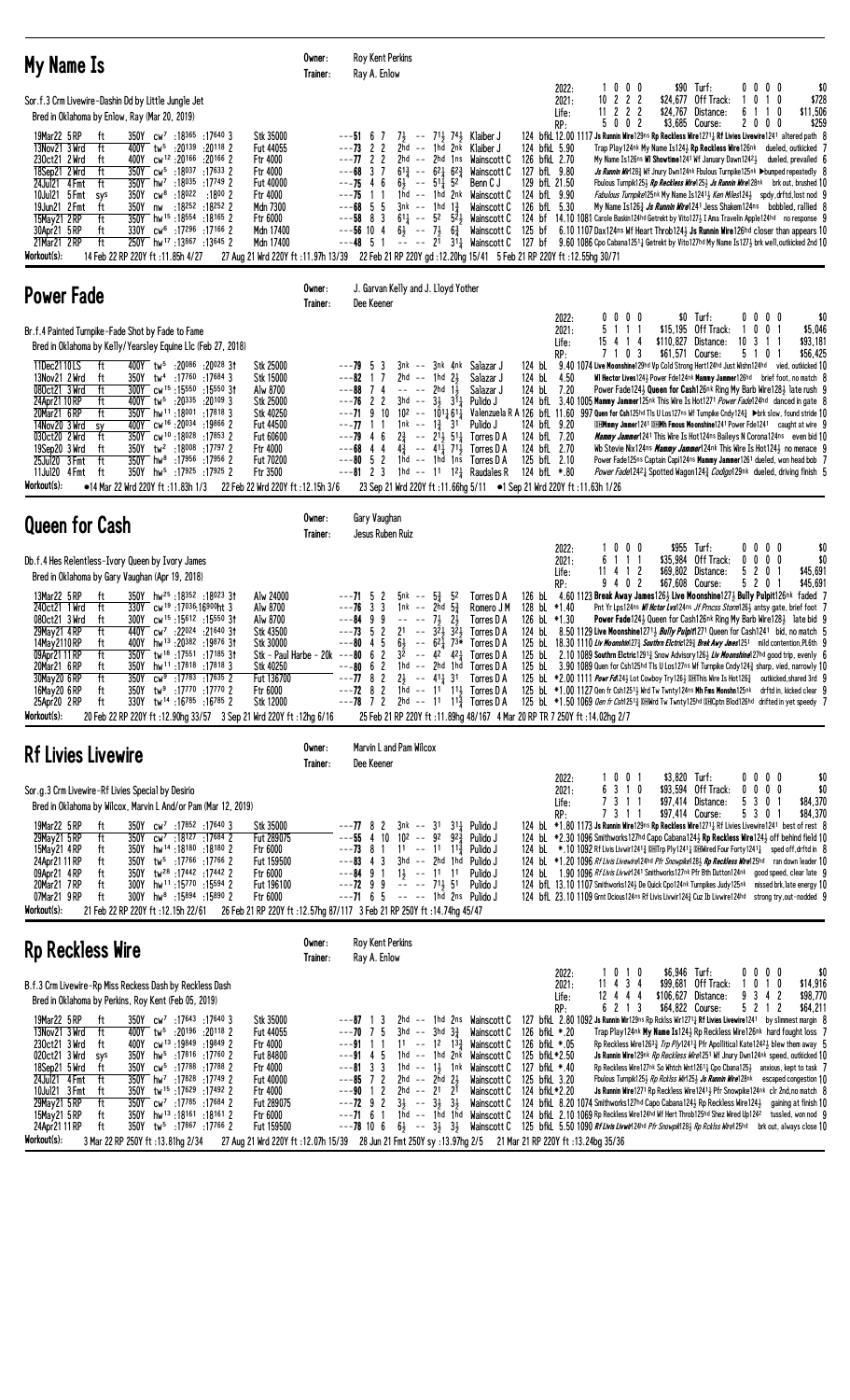# My Name Is

Owner: Roy Kent Perkins
Trainer: Ray A. Enlow

Sor.f.3 Crm Livewire-Dashin Dd by Little Jungle Jet
Bred in Oklahoma by Enlow, Ray (Mar 20, 2019)

| | | | | | | |
|---|---|---|---|---|---|---|
| 2022: | 1 0 0 0 | $90 | Turf: | 0 0 0 0 | $0 |
| 2021: | 10 2 2 2 | $24,677 | Off Track: | 1 0 1 0 | $728 |
| Life: | 11 2 2 2 | $24,767 | Distance: | 6 1 1 0 | $11,506 |
| RP: | 5 0 0 2 | $3,685 | Course: | 2 0 0 0 | $259 |

```
19Mar22 5RP   ft  350Y cw7 :18365 :17640 3   Stk 35000   ---51 6 7   7½ -- 71½ 74½ Klaiber J    124 bfkL 12.00 1117 Js Runnin Wire129ns Rp Reckless Wire1271½ Rf Livies Livewire1241 altered path 8
13Nov21 3 Wrd ft  400Y tw5 :20139 :20118 2   Fut 44055   ---73 2 2   2hd -- 1hd 2nk Klaiber J    124 bfkL 5.90  Trap Play124nk My Name Is124½ Rp Reckless Wire126nk dueled, outkicked 7
23Oct21 2 Wrd ft  400Y cw12 :20166 :20166 2  Ftr 4000    ---77 2 2   2hd -- 2hd 1ns Wainscott C 126 bfkL 2.70  My Name Is126ns Wl Showtime1241 Wf Janaury Dwn1242½ dueled, prevailed 6
18Sep21 2 Wrd ft  350Y cw5 :18037 :17633 2   Ftr 4000    ---68 3 7   61¾ -- 62½ 62¾ Wainscott C 127 bfL 9.80  Js Runnin Wir128½ Wf Jnury Dwn124nk Fbulous Turnpike125nk ▶bumped repeatedly 8
24Jul21 4 Fmt ft  350Y hw7 :18035 :17749 2   Ftr 40000   ---75 4 6   6½ -- 51¼ 52  Benn C J    129 bfL 21.50  Fbulous Turnpike125½ Rp Reckless Wire125½ Js Runnin Wire128nk brk out, brushed 10
10Jul21 5 Fmt sys 350Y cw8 :18022 :1800 2    Ftr 4000    ---75 1 1   1hd -- 1hd 2nk Wainscott C 124 bfL 9.90  Fabulous Turnpike125nk My Name Is1241½ Ken Miles124½ spdy,drftd,lost nod 9
19Jun21 2 Fmt ft  350Y nw :18252 :18252 2    Mdn 7300    ---68 5 5   3nk -- 1hd 1½  Wainscott C 126 bfL 5.30  My Name Is126½ Js Runnin Wire1241 Jess Shaken124ns bobbled, rallied 8
15May21 2 RP  ft  350Y hw15 :18554 :18165 2  Ftr 6000    ---58 8 3   61¼ -- 52  52½ Wainscott C 124 bf 14.10 1081 Carole Baskin124hd Getrekt by Vito127½ I Ama Travelin Apple124hd no response 9
30Apr21 5 RP  ft  330Y cw6 :17296 :17166 2   Mdn 17400   ---56 10 4  6½ -- 7½  6¾  Wainscott C 125 bf  6.10 1107 Dax124ns Wf Heart Throb124½ Js Runnin Wire126hd closer than appears 10
21Mar21 2 RP  ft  250Y hw17 :13867 :13645 2  Mdn 17400   ---48 5 1   -- -- 2¹  31¼ Wainscott C 127 bf  9.60 1086 Cpo Cabana1251¼ Getrekt by Vito127hd My Name Is127½ brk well,outkicked 2nd 10
```

Workout(s): 14 Feb 22 RP 220Y ft :11.85h 4/27 27 Aug 21 Wrd 220Y ft :11.97h 13/39 22 Feb 21 RP 220Y gd :12.20hg 15/41 5 Feb 21 RP 220Y ft :12.55hg 30/71

# Power Fade

Owner: J. Garvan Kelly and J. Lloyd Yother
Trainer: Dee Keener

Br.f.4 Painted Turnpike-Fade Shot by Fade to Fame
Bred in Oklahoma by Kelly/Yearsley Equine Llc (Feb 27, 2018)

| | | | | | | |
|---|---|---|---|---|---|---|
| 2022: | 0 0 0 0 | $0 | Turf: | 0 0 0 0 | $0 |
| 2021: | 5 1 1 1 | $15,195 | Off Track: | 1 0 0 1 | $5,046 |
| Life: | 15 4 1 4 | $110,827 | Distance: | 10 3 1 1 | $93,181 |
| RP: | 7 1 0 3 | $61,571 | Course: | 5 1 0 1 | $56,425 |

```
11Dec21 10 LS ft  400Y tw5 :20086 :20028 3↑  Stk 25000   ---79 5 3   3nk -- 3nk 4nk Salazar J   124 bL  9.40 1074 Live Moonshine129hd Vp Cold Strong Hert124hd Just Wishn124hd vied, outkicked 10
13Nov21 2 Wrd ft  350Y tw4 :17760 :17684 3   Stk 15000   ---82 1 7   2hd -- 1hd 2½  Salazar J   124 bL  4.50  Wl Hector Lives124½ Power Fde124nk Mammy Jammer126hd brief foot, no match 8
08Oct21 3 Wrd ft  300Y cw15 :15550 :15550 3↑ Alw 8700    ---88 7 4   -- -- 2hd 1½  Salazar J   124 bL  7.20  Power Fade124½ Queen for Cash126nk Ring My Barb Wire128½ late rush 9
24Apr21 10 RP ft  400Y tw5 :20335 :20109 3   Stk 25000   ---76 2 2   3hd -- 3½  31¾ Pulido J   124 bfL 3.40 1005 Mammy Jammer125nk This Wire Is Hot1271 Power Fade124hd danced in gate 8
20Mar21 6 RP  ft  350Y hw11 :18001 :17818 3  Stk 40250   ---71 9 10  10² -- 101¾ 61¼ Valenzuela R A 126 bfL 11.60 997 Quen for Csh125hd Tls U Los127ns Wf Turnpike Cndy124½ ▶brk slow, found stride 10
14Nov20 3 Wrd sy  400Y cw16 :20034 :19866 2  Fut 44550   ---77 1 1   1nk -- 1¾  31  Pulido J   124 bfL 9.20  ⓓMmmy Jmmer1241 ⓓMh Fmous Moonshine1241 Power Fde1241 caught at wire 9
03Oct20 2 Wrd ft  350Y cw10 :18028 :17853 2  Fut 60600   ---79 4 6   2¾ -- 21½ 51¼ Torres D A 124 bfL 7.20  Mammy Jammer1241 This Wire Is Hot124ns Baileys N Corona124ns even bid 10
19Sep20 3 Wrd ft  350Y tw2 :18008 :17797 2   Ftr 4000    ---68 4 4   4¾ -- 41½ 71½ Torres D A 124 bfL 2.70  Wb Stevie Nix124ns Mammy Jammer124nk This Wire Is Hot124½ no menace 9
25Jul20 3 Fmt ft  350Y hw8 :17956 :17956 2   Fut 70200   ---80 5 2   1hd -- 1hd 1ns Torres D A 125 bfL 2.10  Power Fade125ns Captain Capi124ns Mammy Jammer1261 dueled, won head bob 7
11Jul20 4 Fmt ft  350Y hw5 :17925 :17925 2   Ftr 3500    ---81 2 3   1hd -- 11  12¼ Raudales R 124 bfL *.80  Power Fade1242¼ Spotted Wagon124½ Codigo129nk dueled, driving finish 5
```

Workout(s): ●14 Mar 22 Wrd 220Y ft :11.83h 1/3 22 Feb 22 Wrd 220Y ft :12.15h 3/6 23 Sep 21 Wrd 220Y ft :11.66hg 5/11 ●1 Sep 21 Wrd 220Y ft :11.63h 1/26

# Queen for Cash

Owner: Gary Vaughan
Trainer: Jesus Ruben Ruiz

Db.f.4 Hes Relentless-Ivory Queen by Ivory James
Bred in Oklahoma by Gary Vaughan (Apr 19, 2018)

| | | | | | | |
|---|---|---|---|---|---|---|
| 2022: | 1 0 0 0 | $955 | Turf: | 0 0 0 0 | $0 |
| 2021: | 6 1 1 1 | $35,984 | Off Track: | 0 0 0 0 | $0 |
| Life: | 11 4 1 2 | $69,802 | Distance: | 5 2 0 1 | $45,691 |
| RP: | 9 4 0 2 | $67,608 | Course: | 5 2 0 1 | $45,691 |

```
13Mar22 5 RP  ft  350Y hw25 :18352 :18023 3↑ Alw 24000   ---71 5 2   5nk -- 5¾  52  Torres D A 126 bL  4.60 1123 Break Away James126½ Live Moonshine127½ Bully Pulpit126nk faded 7
24Oct21 1 Wrd ft  330Y cw19 :17036 :16900ht 3 Alw 8700   ---76 3 3   1nk -- 2hd 5¾  Romero J M 128 bL *1.40  Pnt Yr Lps124ns Wl Hctor Lvs124ns Jf Prncss Storm126½ antsy gate, brief foot 7
08Oct21 3 Wrd ft  300Y cw15 :15612 :15550 3↑ Alw 8700    ---84 9 9   -- -- 7½  2½  Torres D A 126 bL *1.30  Power Fade124½ Queen for Cash126nk Ring My Barb Wire128½ late bid 9
29May21 4 RP  ft  440Y cw7 :22024 :21640 3↑  Stk 43550   ---73 5 2   2¹ -- 32¾ 32½ Torres D A 124 bL  8.50 1129 Live Moonshine1271½ Bully Pulpit1271 Queen for Cash1241 bid, no match 5
14May21 10 RP ft  400Y hw13 :20382 :19876 3↑ Stk 30000   ---80 4 5   6½ -- 62½ 73* Torres D A 125 bL 18.30 1110 Liv Moonshin127½ Southrn Elctric129½ Brek Awy Jmes1251 mild contention,PL6th 9
09Apr21 11 RP ft  350Y tw16 :17551 :17185 3↑ Stk - Paul Harbe - 20k ---80 6 2 3² -- 4² 42¼ Torres D A 125 bL 2.10 1089 Southrn Elctric1291½ Snow Advisory126½ Liv Moonshine127hd good trip, evenly 6
20Mar21 6 RP  ft  350Y hw11 :17818 :17818 3  Stk 40250   ---80 6 2   1hd -- 2hd 1hd Torres D A 125 bL  3.90 1089 Quen for Csh125hd Tls U Los127ns Wf Turnpike Cndy124½ sharp, vied, narrowly 10
30May20 6 RP  ft  350Y cw8 :17783 :17635 2   Fut 136700  ---77 8 2   2½ -- 41½ 3¹  Torres D A 125 bL *2.00 1111 Powr Fd124½ Lot Cowboy Try126½ ⓓThs Wire Is Hot126½ outkicked,shared 3rd 9
16May20 6 RP  ft  350Y tw9 :17770 :17770 2   Ftr 6000    ---72 8 2   1hd -- 11  1½  Torres D A 125 bL *1.00 1127 Qeen fr Csh1251½ Wrd Tw Twnty124ns Mh Fms Monshn125nk drftd in, kicked clear 9
25Apr20 2 RP  ft  330Y tw14 :16785 :16785 2  Stk 12000   ---78 7 2   2hd -- 11  11¾ Torres D A 125 bL *1.50 1069 Qen fr Csh1251¾ ⓓWrd Tw Twnty129hd ⓓCptn Blod126hd drifted in yet speedy 7
```

Workout(s): 20 Feb 22 RP 220Y ft :12.90hg 33/57 3 Sep 21 Wrd 220Y ft :12hg 6/16 25 Feb 21 RP 220Y ft :11.89hg 48/167 4 Mar 20 RP TR 7 250Y ft :14.02hg 2/7

# Rf Livies Livewire

Owner: Marvin L and Pam Wilcox
Trainer: Dee Keener

Sor.g.3 Crm Livewire-Rf Livies Special by Desirio
Bred in Oklahoma by Wilcox, Marvin L And/or Pam (Mar 12, 2019)

| | | | | | | |
|---|---|---|---|---|---|---|
| 2022: | 1 0 0 1 | $3,820 | Turf: | 0 0 0 0 | $0 |
| 2021: | 6 3 1 0 | $93,594 | Off Track: | 0 0 0 0 | $0 |
| Life: | 7 3 1 1 | $97,414 | Distance: | 5 3 0 1 | $84,370 |
| RP: | 7 3 1 1 | $97,414 | Course: | 5 3 0 1 | $84,370 |

```
19Mar22 5 RP  ft  350Y cw7 :17852 :17640 3   Stk 35000   ---77 8 2   3nk -- 31  31¼ Pulido J   124 bL *1.80 1173 Js Runnin Wire129ns Rp Reckless Wire1271½ Rf Livies Livewire1241 best of rest 8
29May21 5 RP  ft  350Y cw7 :18127 :17884 2   Fut 289075  ---55 4 10  10² -- 9²  92¾ Pulido J   124 bL *2.30 1096 Smithworks127hd Capo Cabana124½ Rp Reckless Wire124½ off behind field 10
15May21 4 RP  ft  350Y hw14 :18180 :18180 2  Ftr 6000    ---73 8 1   11 -- 11  11¾ Pulido J   124 bL *.10 1092 Rf Livs Livwir12413 ⓓTrp Ply1241½ ⓓWred Four Forty1241½ sped off,drftd in 8
24Apr21 11 RP ft  350Y tw5 :17766 :17766 2   Fut 159500  ---83 4 3   3hd -- 2hd 1hd Pulido J   124 bL *1.20 1096 Rf Livies Livewire124hd Pfr Snowpike128½ Rp Reckless Wire125hd ran down leader 10
09Apr21 4 RP  ft  350Y tw28 :17442 :17442 2  Ftr 6000    ---84 9 1   1½ -- 11  11  Pulido J   124 bL  1.90 1096 Rf Livis Livwir1241 Smithworks127nk Pfr Bth Dutton124nk good speed, clear late 9
20Mar21 7 RP  ft  300Y hw11 :15770 :15594 2  Fut 196100  ---72 9 9   -- -- 71½ 51  Pulido J   124 bfL 13.10 1107 Smithworks124½ De Quick Cpo124nk Turnpikes Judy125nk missed brk,late energy 10
07Mar21 9 RP  ft  300Y hw8 :15894 :15890 2   Ftr 6000    ---71 6 5   -- -- 1hd 2ns Pulido J   124 bfL 23.10 1109 Grnt Dcious124ns Rf Livis Livwir124hd Cuz Ib Livwire124hd strong try,out-nodded 9
```

Workout(s): 21 Feb 22 RP 220Y ft :12.15h 22/61 26 Feb 21 RP 220Y ft :12.57hg 87/117 3 Feb 21 RP 250Y ft :14.74hg 45/47

# Rp Reckless Wire

Owner: Roy Kent Perkins
Trainer: Ray A. Enlow

B.f.3 Crm Livewire-Rp Miss Reckess Dash by Reckless Dash
Bred in Oklahoma by Perkins, Roy Kent (Feb 05, 2019)

| | | | | | | |
|---|---|---|---|---|---|---|
| 2022: | 1 0 1 0 | $6,946 | Turf: | 0 0 0 0 | $0 |
| 2021: | 11 4 3 4 | $99,681 | Off Track: | 1 0 1 0 | $14,916 |
| Life: | 12 4 4 4 | $106,627 | Distance: | 9 3 4 2 | $98,770 |
| RP: | 6 2 1 3 | $64,822 | Course: | 5 2 1 2 | $64,211 |

```
19Mar22 5 RP  ft  350Y cw7 :17643 :17640 3   Stk 35000   ---87 1 3   2hd -- 1hd 2ns Wainscott C 127 bfL 2.80 1092 Js Runnin Wr129ns Rp Rcklss Wr1271½ Rf Livies Livewire1241 by slimmest margin 8
13Nov21 3 Wrd ft  400Y tw5 :20196 :20118 2   Fut 44055   ---70 7 5   3hd -- 3hd 3¾  Wainscott C 126 bfkL *.20  Trap Play124nk My Name Is124½ Rp Reckless Wire126nk hard fought loss 7
23Oct21 3 Wrd ft  400Y cw13 :19849 :19849 2  Ftr 4000    ---91 1 1   11 -- 12  13¾ Wainscott C 126 bfkL *.05  Rp Reckless Wire1263¾ Trp Ply1241½ Pfr Apollitical Kate1242½ blew them away 5
02Oct21 3 Wrd sys 350Y hw5 :17816 :17760 2   Ftr 84800   ---91 4 5   1hd -- 1hd 2nk Wainscott C 125 bfkL*2.50  Js Runnin Wire129nk Rp Reckless Wire1251 Wf Jnury Dwn124hd speed, outkicked 10
18Sep21 5 Wrd ft  350Y cw5 :17788 :17788 2   Ftr 4000    ---81 3 3   1hd -- 1½  1nk Wainscott C 127 bfkL *.40  Rp Reckless Wire127nk So Wktch Wnt1261½ Cpo Cbana125½ anxious, kept to task 7
24Jul21 4 Fmt ft  350Y hw7 :17828 :17749 2   Ftr 40000   ---85 7 2   2hd -- 2hd 2½  Wainscott C 125 bfkL 3.20  Fbulous Turnpik125½ Rp Rcklss Wir125½ Js Runnin Wire128nk escaped congestion 10
10Jul21 3 Fmt ft  350Y tw15 :17629 :17492 2  Ftr 4000    ---90 1 2   2hd -- 2¹  2¹  Wainscott C 124 bfkL*2.20  Js Runnin Wire1271 Rp Reckless Wire1241½ Pfr Snowpike124nk clr 2nd,no match 8
29May21 5 RP  ft  350Y cw7 :17785 :17884 2   Fut 289075  ---72 9 2   3½ -- 3½  3½  Wainscott C 124 bfkL 8.20 1074 Smithworks127hd Capo Cabana124½ Rp Reckless Wire124½ gaining at finish 10
15May21 5 RP  ft  350Y hw13 :18161 :18161 2  Ftr 6000    ---71 6 1   1hd -- 1hd 1hd Wainscott C 124 bfkL 2.10 1069 Rp Reckless Wire124hd Wf Hert Throb125hd Shez Wired Up1262 tussled, won nod 9
24Apr21 11 RP ft  350Y tw5 :17867 :17766 2   Fut 159500  ---78 10 6  6½ -- 3½  3½  Wainscott C 125 bfkL 5.50 1090 Rf Livis Livwir124hd Pfr Snowpik128½ Rp Rcklss Wire125hd brk out, always close 10
```

Workout(s): 3 Mar 22 RP 250Y ft :13.81hg 2/34 27 Aug 21 Wrd 220Y ft :12.07h 15/39 28 Jun 21 Fmt 250Y sy :13.97hg 2/5 21 Mar 21 RP 220Y ft :12.24bg 35/36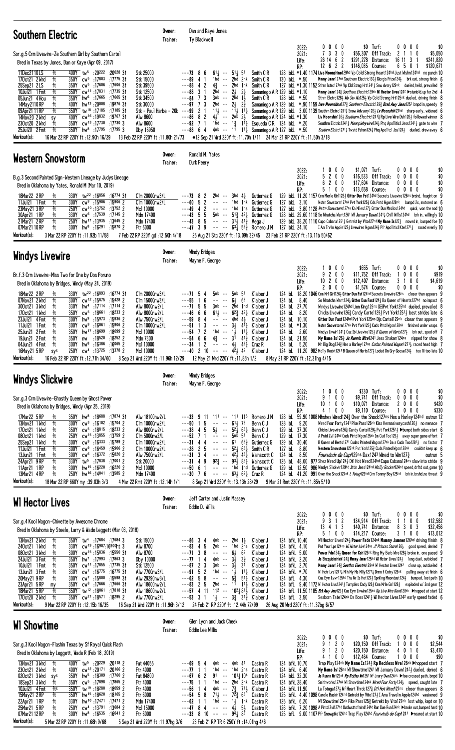## Southern Electric

Owner: Dan and Kaye Jones
Trainer: Ty Blackwell

Sor.g.5 Crm Livewire-Ze Southern Girl by Southern Cartel
Bred in Texas by Jones, Dan or Kaye (Apr 09, 2017)

| | | | | | | |
|---|---|---|---|---|---|---|
| 2022: | 0 0 0 0 | $0 | Turf: | 0 0 0 0 | $0 |
| 2021: | 7 3 3 0 | $56,307 | Off Track: | 2 1 1 0 | $5,050 |
| Life: | 26 14 6 2 | $291,278 | Distance: | 16 11 3 1 | $241,820 |
| RP: | 12 6 2 2 | $146,035 | Course: | 6 5 0 1 | $120,671 |

| Date | Track | Cond | Dist | Fractions | Race | Spd | PP | Running | Jockey | Wt/Odds | Comment |
|---|---|---|---|---|---|---|---|---|---|---|---|
| 11Dec21 10 LS | ft | 400Y tw5 | :20222 :20028 3↑ | Stk 25000 | ---73 | 8 6 | 6 1/2 -- 5 1 1/2 5 1 | Smith C R | 128 bkL *1.40 | 1174 Live Moonshine129hd Vp Cold Strong Heart124hd Just Mishn124hd no punch 10 |
| 17Oct21 2 Wrd | ft | 350Y cw5 | :17803 :17775 3↑ | Stk 15000 | ---89 | 4 1 | 1hd -- 2hd 2nk | Smith C R | 130 bkL *.50 | Mmmy Jmmr127nk Southern Electric130 1/2 Giorgis Prize124 1/2 brk out, strong finish 6 |
| 25Sep21 2 LS | ft | 350Y cw5 | :17606 :17606 3↑ | Stk 39500 | ---88 | 4 2 | 4 3/4 -- 2hd 1nk | Smith C R | 127 bkL *1.30 | 1152 Sthrn lctrc127nk Vp Cld Strng Hrt1241 1/4 Snw dvsry129nk dueled,held, prevailed 9 |
| 10Jul21 1 Fmt | ft | 350Y cw11 | :17831 :17735 3↑ | Stk 12500 | ---88 | 3 1 | 2hd -- 2 1/2 2 3/4 | Samaniego A R | 129 bkL *1.10 | Mmmy Jmmr124 1/2 Southern Electric129nk Wl Hector Lives1242 ▶stumbld,up for 2nd 4 |
| 05Jun21 4 Hou | ft | 350Y hw6 | :17665 :17665 3↑ | Stk 34500 | ---84 | 7 3 | 3nk -- 2hd 1 1/2 | Smith C R | 128 bkL *.50 | Sthrn Elctrc128 1/2 Wb Stv Wn126 1/2 Vp Cold Strong Hrt125nk dueled, driving finish 8 |
| 14May21 10 RP | ft | 400Y hw13 | :20008 :19876 3↑ | Stk 30000 | ---97 | 7 3 | 2hd -- 2 1/2 2 3/4 | Samaniego A R | 129 bkL | *.90 1159 Live Moonshine127 3/4 Southern Electric129 1/2 Bred Awy Jmes1251 bmpd in, speedy 9 |
| 09Apr21 11 RP | ft | 350Y tw18 | :17185 :17185 3↑ | Stk - Paul Harbe - 20k | ---99 | 2 1 | 1 1/2 -- 1 1/2 1 3/4 | Samaniego A R | 129 bkL | 3.00 1139 Southrn Elctrc1291 3/4 Snow Advsory126 1/2 Lv Moonshin127hd sharp early, widened 6 |
| 14Nov20 2 Wrd | sy | 400Y cw16 | :19832 :19767 3↑ | Alw 8600 | ---86 | 8 2 | 4 1/2 -- 2nk 2 1/2 | Samaniego A R | 124 bkL *1.30 | Liv Moonshin126 1/2 Southern Electric1241 3/4 Rp Live Wire Dsh126 1/2 followed winner 8 |
| 23Oct20 2 Wrd | ft | 350Y cw13 | :17730 :17730 3 | Alw 8600 | ---92 | 7 1 | 1hd -- 1 3/4 1 1/4 | Esqueda C R | 124 bkL *.20 | Southrn Elctric1241 1/4 Moonpiebywire124 1/2 Phq Apollticl Jess1241 1/2 gate to wire 7 |
| 25Jul20 2 Fmt | ft | 350Y hw8 | :17795 :17795 3 | Dby 16950 | ---88 | 6 4 | 4nk -- 11 1 1/4 | Samaniego A R | 127 bkL *.50 | Southrn Elctrc1271 1/4 Twstd Fshon124 3/4 Phq Apollticl Jss124 1/2 dueled, drew away 6 |

Workout(s): 16 Mar 22 RP 220Y ft :12.90h 16/29 13 Feb 22 RP 220Y ft :11.80h 21/73 ●12 Sep 21 Wrd 220Y ft :11.70h 1/11 24 Mar 21 RP 220Y ft :11.50h 3/18

## Western Snowstorm

Owner: Ronald M. Yates
Trainer: Durk Peery

B.g.3 Second Painted Sign-Western Lineage by Judys Lineage
Bred in Oklahoma by Yates, Ronald M (Mar 10, 2019)

| | | | | | | |
|---|---|---|---|---|---|---|
| 2022: | 1 0 0 0 | $1,071 | Turf: | 0 0 0 0 | $0 |
| 2021: | 5 2 0 0 | $16,533 | Off Track: | 0 0 0 0 | $0 |
| Life: | 6 2 0 0 | $17,604 | Distance: | 0 0 0 0 | $0 |
| RP: | 5 1 0 0 | $13,658 | Course: | 0 0 0 0 | $0 |

| Date | Track | Cond | Dist | Fractions | Race | Spd | PP | Running | Jockey | Wt/Odds | Comment |
|---|---|---|---|---|---|---|---|---|---|---|---|
| 18Mar22 2 RP | ft | 330Y tw22 | :16856 :16774 3↑ | Clm 20000nw3/L | ---73 | 8 2 | 2hd -- 3hd 4 3/4 | Gutierrez G | 129 bkL | 11.20 1157 Crm Merle Girl126 1/2 Gitter Dun Fst124hd Secrets Livewire126ns brshd, fought on 9 |
| 11Jul21 1 Fmt | ft | 300Y cw9 | :15906 :15906 2 | Clm 10000nw2/L | ---60 | 5 2 | -- -- 1hd 1nk | Gutierrez G | 127 bkL | 3.10 Wstrn Snwstorm127nk Pvt York125 1/2 Cds Pntd Wgon128nk bumpd 2x, motored on 6 |
| 23May21 3 RP | ft | 250Y cw10 | :13752 :13752 2 | Mcl 10000 | ---49 | 4 2 | -- -- 1hd 1ns | Gutierrez G | 127 bkL | 3.80 1128 Wstrn Snowstorm127ns Kn Mlles127 1/2 Gitter Dun Mrsllos124hd quick, won the nod 10 |
| 30Apr21 1 RP | ft | 330Y cw6 | :17539 :17145 2 | Mdn 17400 | ---43 | 5 5 | 5nk -- 5 1 3/4 4 2 1/4 | Gutierrez G | 128 bkL | 29.60 1118 So Whatcha Want1261 Wf January Dawn124 1/2 Chill Wills124hd brk in, willingly 10 |
| 21Mar21 2 RP | ft | 250Y hw17 | :13935 :13645 2 | Mdn 17400 | ---43 | 8 5 | -- -- 3 1 1/4 4 1 3/4 | Vega J | 129 bkL | 38.20 1110 Capo Cabana1251 1/4 Getrekt by Vito127hd My Name Is127 1/2 moved in, bumped foe 10 |
| 07Mar21 10 RP | ft | 300Y hw8 | :16291 :15870 2 | Ftr 6000 | ---47 | 3 9 | -- -- 6 3 1/2 5 2 3/4 | Romero J M | 127 bkL | 24.10 I Am Trvlin Apple127 1/2 Livewires Wgon124 1/2 Pfr Apollticl Kte1271 1/4 raced evenly 10 |

Workout(s): 3 Mar 22 RP 220Y ft :11.92b 11/58 7 Feb 22 RP 220Y gd :12.50h 4/18 25 Aug 21 Stc 220Y ft :13.09h 32/45 23 Feb 21 RP 220Y ft :13.11b 50/62

## Windys Livewire

Owner: Windy Bridges
Trainer: Wayne F. George

Br.f.3 Crm Livewire-Miss Two for One by Dos Poruno
Bred in Oklahoma by Bridges, Windy (May 24, 2019)

| | | | | | | |
|---|---|---|---|---|---|---|
| 2022: | 1 0 0 0 | $655 | Turf: | 0 0 0 0 | $0 |
| 2021: | 9 2 0 0 | $11,752 | Off Track: | 1 0 0 0 | $919 |
| Life: | 10 2 0 0 | $12,407 | Distance: | 3 1 0 0 | $4,619 |
| RP: | 2 0 0 0 | $1,574 | Course: | 0 0 0 0 | $0 |

| Date | Track | Cond | Dist | Fractions | Race | Spd | PP | Running | Jockey | Wt/Odds | Comment |
|---|---|---|---|---|---|---|---|---|---|---|---|
| 18Mar22 2 RP | ft | 330Y tw22 | :16893 :16774 3↑ | Clm 20000nw3/L | ---71 | 5 4 | 5nk -- 5nk 51 | Klaiber J | 124 bL | 18.20 1046 Crm Mrl Girl126 1/2 Gitter Dun Fst124hd Secrets Livewire126ns closer than appears 9 |
| 07Nov21 2 Wrd | ft | 300Y cw12 | :15875 :15428 2 | Clm 15000nw3/L | ---55 | 1 6 | -- -- 6 1/2 6 3 | Klaiber J | 124 bL | 8.40 So Whatcha Want124 1/2 Gitter Dun Fast124 1/2 Bs Queen of Herts127hd no impact 6 |
| 30Oct21 3 Wrd | ft | 330Y hw4 | :17114 :17114 2 | Alw 8000nw2/L | ---71 | 5 5 | 3nk -- 2hd 1hd | Klaiber J | 124 bL | 27.70 Windys Livewire124hd Lion King129ns ⓓPvt York125hd dueled, prevailed 8 |
| 17Oct21 1 Wrd | ft | 350Y cw5 | :18661 :18233 2 | Alw 8000nw2/L | ---46 | 6 6 | 6 1 1/2 -- 6 2 3/4 4 2 3/4 | Klaiber J | 124 bL | 8.20 Chicks Livewire126 1/2 Candy Cartel129 1/2 Pvt York1251 1/2 best strides late 6 |
| 23Jul21 4 Fmt | ft | 300Y hw9 | :15973 :15936 2 | Alw 7500nw2/L | ---59 | 8 4 | -- -- 4hd 4 1/2 | Klaiber J | 124 bL | 10.10 Gitter Dun Fast124hd Pvt York125ns Djs Cartel129nk closer than appears 9 |
| 11Jul21 1 Fmt | ft | 300Y cw9 | :16061 :15906 2 | Clm 10000nw2/L | ---51 | 1 3 | -- -- 3 1/2 4 1 1/4 | Klaiber J | 124 bL *1.30 | Wstrn Snowstorm127nk Pvt York125 1/2 Cuds Pntd Wgon128nk finished under wraps 6 |
| 25Jun21 2 Fmt | ft | 350Y hw17 | :18699 :18699 2 | Mcl 10000 | ---54 | 7 2 | 1hd -- 1 1/2 1 1/4 | Klaiber J | 124 bL | 2.60 Windys Livwir1241 1/4 Cuz Ib Livewire125 1/2 B Queen of Herts127 1/2 brk out, sped off 7 |
| 19Jun21 2 Fmt | ft | 350Y nw | :18520 :18252 2 | Mdn 7300 | ---54 | 6 6 | 4 3/4 -- 31 4 1 3/4 | Klaiber J | 124 bL | 21.50 My Name Is126 1/2 Js Runnin Wre1241 Jess Shaken124ns nipped for show 8 |
| 04Jun21 4 Fmt | ft | 300Y hw8 | :16386 :16065 2 | Mcl 10000 | ---34 | 1 2 | -- -- 4 1/2 4 2 1/4 | Cruz R | 124 bL | 5.20 Mh Big Dog124 1/2 Hes a Harley127ns Cudas Painted Wagon1271 1/4 raced head high 7 |
| 16May21 5 RP | sys | 250Y cw4 | :13725 :13378 2 | Mcl 10000 | ---40 | 2 10 | -- -- 4 2 1/2 4 2 | Klaiber J | 124 bL | 11.20 982 Molly Rocket1241 B Queen of Herts127 1/2 Loded On Gry Goose124 1/2 too lil too late 10 |

Workout(s): 16 Feb 22 RP 220Y ft :12.71h 34/60 8 Sep 21 Wrd 220Y ft :11.96h 12/29 12 May 21 Wrd 220Y ft :11.85h 1/2 8 May 21 RP 220Y ft :12.31hg 4/15

## Windys Slickwire

Owner: Windy Bridges
Trainer: Wayne F. George

Sor.g.3 Crm Livewire-Ghostly Queen by Ghost Power
Bred in Oklahoma by Bridges, Windy (Apr 25, 2019)

| | | | | | | |
|---|---|---|---|---|---|---|
| 2022: | 1 0 0 0 | $330 | Turf: | 0 0 0 0 | $0 |
| 2021: | 9 1 0 0 | $9,741 | Off Track: | 0 0 0 0 | $0 |
| Life: | 10 1 0 0 | $10,071 | Distance: | 2 0 0 0 | $420 |
| RP: | 4 1 0 0 | $9,110 | Course: | 1 0 0 0 | $330 |

| Date | Track | Cond | Dist | Fractions | Race | Spd | PP | Running | Jockey | Wt/Odds | Comment |
|---|---|---|---|---|---|---|---|---|---|---|---|
| 17Mar22 5 RP | ft | 350Y hw8 | :18688 :17874 3↑ | Alw 18100nw2/L | ---33 | 9 11 | 111 -- 111 115 | Romero J M | 128 bL | 59.90 1098 Mhshes Wired124 3/4 Over the Shock127ns Hes a Harley124hd outrun 12 |
| 13Nov21 1 Wrd | ft | 300Y cw3 | :16102 :15704 2 | Clm 10000nw2/L | ---50 | 1 5 | -- -- 6 1 1/4 7 3 | Benn C J | 128 bL | 9.20 Wired Four Forty1241 Pike Pass126nk Kiss Kennasivorycash126 1/2 no menace 7 |
| 17Oct21 1 Wrd | ft | 350Y cw5 | :18815 :18233 2 | Alw 8000nw2/L | ---38 | 4 5 | 5 1/2 -- 5 2 1/4 6 3 3/4 | Benn C J | 129 bL | 37.30 Chicks Livewire126 1/2 Candy Cartel129 1/2 Pvt York1251 1/2 ▶bumpd both sides start 6 |
| 08Oct21 1 Wrd | ft | 250Y cw15 | :13855 :13759 2 | Clm 5000nw2/L | ---52 | 7 1 | -- -- 5nk 51 | Benn C J | 129 bL | 17.30 A Pntd Zvl124hd Cuds Pintd Wgon125nk Im Cud Too129 1/2 away super game effort 7 |
| 25Sep21 1 Wrd | ft | 300Y cw9 | :16333 :15789 2 | Clm 10000nw2/L | ---31 | 4 4 | -- -- 61 6 3 3/4 | Gutierrez G | 129 bL | 30.40 B Queen of Herts1271 Cudas Painted Wagon127nk Im a Cuda Too1281 1/2 no factor 7 |
| 11Jul21 1 Fmt | ft | 300Y cw9 | :16459 :15906 2 | Clm 10000nw2/L | ---28 | 2 5 | -- -- 5 2 1/4 6 3 3/4 | Smith C R | 127 bL | 8.80 Western Snowstorm127nk Pvt York125 1/2 Cuds Pntd Wgon128nk couldnt keep up 6 |
| 13Jun21 1 Fmt | ft | 300Y cw6 | :16372 :15820 2 | Alw 7500nw2/L | ---31 | 3 4 | -- -- 4 2 3/4 4 3 3/4 | Wainscott C | 124 bL | 8.50 Fourwinds de Capi129ns Dax1243 Wired to Win127 3/4 outrun 5 |
| 24Apr21 9 RP | ft | 330Y tw5 | :17838 :17001 2 | Stk 20000 | ---31 | 4 9 | 9 2 3/4 -- 9 3 1/4 8 5 1/4 | Wainscott C | 125 bL | 48.00 977 Shez Wired Up124 1/2 Dtl Hot Wired124hd Capo Cabana124ns slow into stride 9 |
| 11Apr21 1 RP | ft | 300Y hw15 | :16220 :16220 2 | Mcl 10000 | ---50 | 6 1 | -- -- 1hd 1hd | Gutierrez G | 129 bL | 12.50 986 Windys Slickwir129hd Jttin Jess124hd Molly Rocket124hd speed,drftd out,game 10 |
| 13Mar21 4 RP | ft | 250Y hw16 | :14041 :13585 2 | Mdn 17400 | ---30 | 7 6 | -- -- 6 3 1/4 6 2 3/4 | Cruz R | 124 bL | 41.20 991 Over the Shock127nk I Totug129hd Crm Tommy Boy125hd brk in,brshd,no threat 9 |

Workout(s): 18 Mar 22 RP 660Y my :39.03h 3/3 4 Mar 22 Rmt 220Y ft :12.14h 1/1 8 Sep 21 Wrd 220Y ft :13.18h 28/29 9 Mar 21 Rmt 220Y ft :11.85h 5/10

## Wl Hector Lives

Owner: Jeff Carter and Justin Massey
Trainer: Eddie D. Willis

Sor.g.4 Kool Wagon-Chivette by Awesome Chrome
Bred in Oklahoma by Steele, Larry & Wade Leggett (Mar 03, 2018)

| | | | | | | |
|---|---|---|---|---|---|---|
| 2022: | 0 0 0 0 | $0 | Turf: | 0 0 0 0 | $0 |
| 2021: | 9 3 1 2 | $34,914 | Off Track: | 1 1 0 0 | $12,582 |
| Life: | 13 4 1 3 | $40,741 | Distance: | 8 3 0 3 | $32,456 |
| RP: | 5 1 0 0 | $14,217 | Course: | 3 1 0 0 | $13,012 |

| Date | Track | Cond | Dist | Fractions | Race | Spd | PP | Running | Jockey | Wt/Odds | Comment |
|---|---|---|---|---|---|---|---|---|---|---|---|
| 13Nov21 2 Wrd | ft | 350Y tw4 | :17684 :17684 3 | Stk 15000 | ---86 | 3 4 | 4nk -- 2hd 1 1/2 | Klaiber J | 124 bfkL 10.40 | Wl Hector Lives124 1/2 Power Fade124nk Mmmy Jammer126hd driving finish 8 |
| 24Oct21 1 Wrd | ft | 330Y cw19 | :16907:16900ht 3 | Alw 8700 | ---83 | 4 5 | 2nk -- 1hd 2ns | Klaiber J | 124 bfkL 4.10 | Pnt Your Lps124ns Wl Hctor Livs124nk Jf Princss Stars126 1/2 good speed, denied 7 |
| 08Oct21 3 Wrd | ft | 350Y cw15 | :18336 :15550 3↑ | Alw 8700 | ---71 | 3 8 | -- -- 6 1/2 6 2 | Klaiber J | 124 bfkL 5.00 | Power Fde124 1/2 Queen for Csh126nk Ring My Barb Wire128 1/2 broke in, one paced 9 |
| 24Jul21 3 Fmt | ft | 350Y hw7 | :17993 :17863 3 | Dby 10000 | ---77 | 1 4 | 4nk -- 3 1/2 3 3/4 | Klaiber J | 124 bfkL 2.20 | Js Shequickchick124 1/2 Mmmy Jmmr125hd Wl Hctor Lives124 1/2 long duel, outkicked 7 |
| 10Jul21 1 Fmt | ft | 350Y cw11 | :17855 :17735 3↑ | Stk 12500 | ---87 | 2 3 | 3nk -- 3 1/2 31 | Klaiber J | 124 bfkL 2.70 | Mmmy Jmmr124 1/2 Southrn Electric129nk Wl Hector Lives1242 close up, outdueled 4 |
| 13Jun21 3 Fmt | ft | 330Y cw7 | :16775 :16775 3↑ | Alw 7700nw3/L | ---91 | 5 2 | 1hd -- 1 1/2 1 1/4 | Klaiber J | 124 bfkL *.70 | Wl Hctr Lvs1241 1/4 M h My Ms Mlly1271 1/4 Dmn f Cntry126nk pulling away at finish 6 |
| 20May21 9 RP | ft | 300Y cw7 | :15800 :15598 3↑ | Alw 29290nw3/L | ---62 | 5 8 | -- -- 5 1/2 5 1 1/4 | Klaiber J | 124 bfL | 4.30 Cuz Eym Lvwr125hd Ths Wr Is Hot127 1/2 Sprklng Moondust124 1/2 bumped, lost path 10 |
| 23Apr21 5 RP | my | 350Y gw8 | :17666 :17666 3↑ | Alw 18600nw2/L | ---83 | 2 5 | 2hd -- 11 1 1/4 | Klaiber J | 124 bfL | 9.40 1172 Wl Hctor Livs1241 1/4 Turnpikrs Cndy126 1/2 Crm Wre Gir1128 1/2 exploded w/ 2nd gear 12 |
| 18Mar21 5 RP | ft | 350Y tw12 | :18061 :17818 3↑ | Alw 18600nw2/L | ---57 | 4 11 | 11 2 -- 10 2 1/4 8 1 1/2 | Klaiber J | 124 bfL | 11.50 1185 Brk Awy Jms129 1/2 Cuz Eym Livwire125ns Rp Live Wire Kentf126nk ▶hopped at start 12 |
| 17Oct20 2 Wrd | ft | 350Y cw21 | :18571 :18295 2 | Alw 7700nw2/L | ---53 | 3 1 | 1 1/2 -- 3 3/4 3 1 3/4 | Klaiber J | 124 bfL | 3.50 Seaborn Tate124nk Da Boss1241 1/4 Wl Hector Lives1242 early speed faded 6 |

Workout(s): 9 Mar 22 RP 220Y ft :12.15b 16/35 16 Sep 21 Wrd 220Y ft :11.96h 3/12 24 Feb 21 RP 220Y ft :12.44h 72/99 26 Aug 20 Wrd 220Y ft :11.37bg 6/57

## Wl Showtime

Owner: Glen Lyon and Jack Cheek
Trainer: Eddie Lee Willis

Sor.g.4 Kool Wagon-Flashin Texas by Sf Royal Quick Flash
Bred in Oklahoma by Leggett, Wade R (Feb 18, 2019)

| | | | | | | |
|---|---|---|---|---|---|---|
| 2022: | 0 0 0 0 | $0 | Turf: | 0 0 0 0 | $0 |
| 2021: | 9 1 2 0 | $20,150 | Off Track: | 1 0 0 0 | $2,544 |
| Life: | 9 1 2 0 | $20,150 | Distance: | 4 0 1 0 | $3,470 |
| RP: | 4 1 0 0 | $12,464 | Course: | 1 0 0 0 | $90 |

| Date | Track | Cond | Dist | Fractions | Race | Spd | PP | Running | Jockey | Wt/Odds | Comment |
|---|---|---|---|---|---|---|---|---|---|---|---|
| 13Nov21 3 Wrd | ft | 400Y tw5 | :20229 :20118 2 | Fut 44055 | ---69 | 5 4 | 4nk -- 4nk 41 | Castro R | 124 bfkL 10.70 | Trap Play124nk My Name Is124 1/2 Rp Reckless Wire126nk ▶hopped start 7 |
| 23Oct21 2 Wrd | ft | 400Y cw12 | :20171 :20166 2 | Ftr 4000 | ---77 | 1 1 | 1hd -- 1hd 2ns | Castro R | 124 bfkL 6.40 | My Name Is126ns Wl Showtime1241 Mf January Dawn1242 1/2 dueled, denied 6 |
| 02Oct21 3 Wrd | sys | 350Y hw5 | :18309 :17760 2 | Fut 84800 | ---67 | 6 2 | 91 -- 10 1 1/2 10 4 | Castro R | 124 bfkL 32.30 | Js Runnn Wr129nk Rp Rcklss Wr1251 Wf Jnury Dwn124nk ▶foe crossed path, bmpd 10 |
| 18Sep21 3 Wrd | ft | 350Y cw5 | :17898 :17865 2 | Ftr 4000 | ---75 | 1 1 | 1hd -- 2hd 2nk | Castro R | 124 bfkL 28.40 | Smithworks127nk Wl Showtime124nk Wired Four Forty124 1/2 speed, caught late 7 |
| 10Jul21 4 Fmt | fts | 350Y tw19 | :18280 :18059 2 | Ftr 4000 | ---56 | 1 4 | 4nk -- 7 3/4 7 1 1/2 | Castro R | 124 bfkL 11.90 | La Totuga127 1/2 Wf Heart Throb127 1/2 Dtl Hot Wired127ns closer than appears 8 |
| 15May21 2 RP | ft | 350Y hw15 | :18620 :18165 2 | Ftr 6000 | ---54 | 5 8 | 7 1 1/2 -- 7 2 3/4 6 3 | Castro R | 125 bfkL | 4.40 1098 Carole Baskin124hd Getrekt by Vito127 1/2 I Ama Travelin Apple124hd weakened 9 |
| 22Apr21 1 RP | ft | 330Y hw10 | :17471 :17471 2 | Mdn 17400 | ---62 | 1 1 | 1hd -- 1 1/2 1nk | Castro R | 125 bfkL | 6.20 Wl Showtime125nk Pike Pass125 1/2 Getrekt by Vito127nk lost whip, kept on 10 |
| 25Mar21 5 RP | ft | 250Y cw4 | :13791 :13684 2 | Mcl 15000 | ---47 | 8 4 | -- -- 4 1/2 5 1/2 | Castro R | 126 bfkL | 7.20 1098 A Pintd Zvl127hd Outlwsttofnimd124hd Run Due Run124nk ▶broke out,bumped hard 10 |
| 07Mar21 12 RP | ft | 300Y hw8 | :16535 :16041 2 | Ftr 6000 | ---33 | 8 10 | -- -- 9 4 1/4 8 3 | Castro R | 125 bfL | 9.00 1107 Pfr Snowpike124hd Trap Play124hd Fourwinds de Capi1241 ▶reared at start 10 |

Workout(s): 5 Mar 22 RP 220Y ft :11.68h 9/68 5 Sep 21 Wrd 220Y ft :11.97hg 3/6 23 Feb 21 RP TR 6 250Y ft :14.01hg 4/6